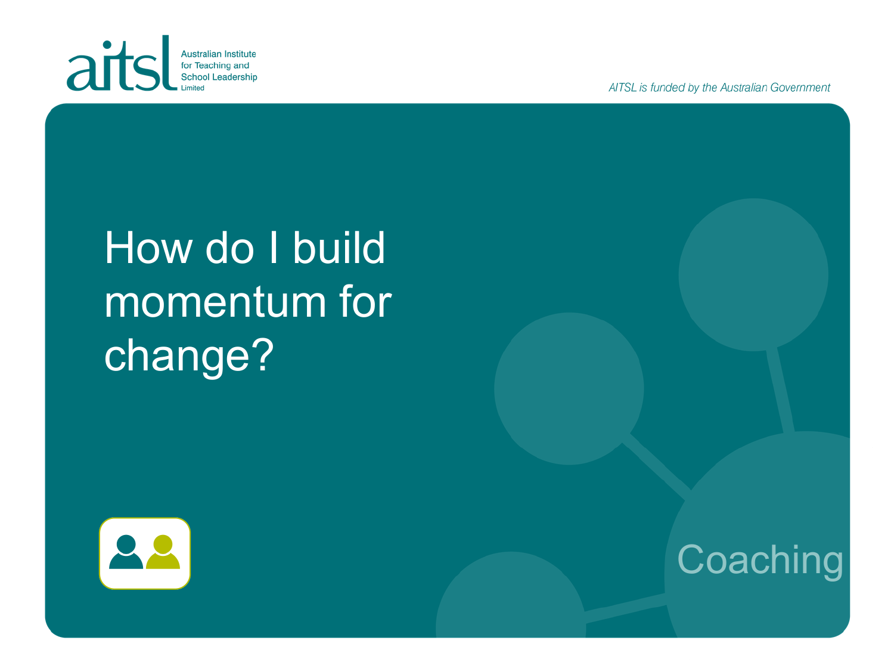aitsl Australian Institute for Teaching and School Leadership Limited

*AITSL is funded by the Australian Government*

# How do I build momentum for change?

Coaching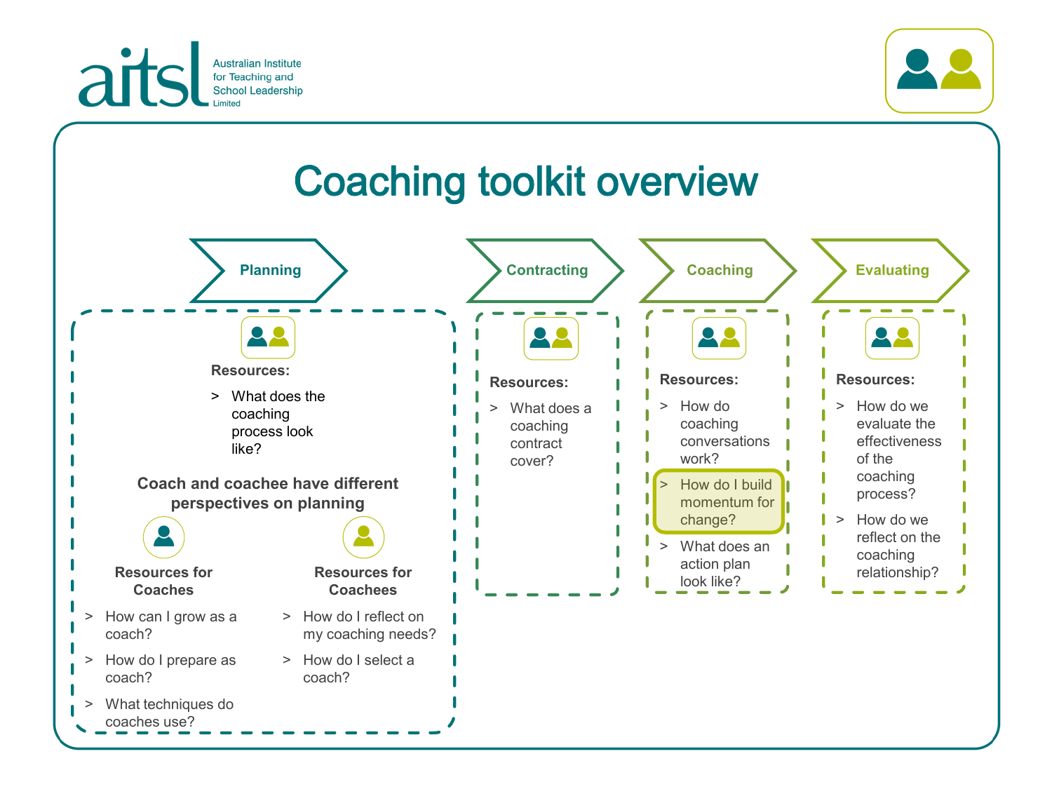# Coaching toolkit overview

## Planning

**Resources:**

> What does the coaching process look like?

**Coach and coachee have different perspectives on planning**

**Resources for Coaches**

> How can I grow as a coach?
> How do I prepare as coach?
> What techniques do coaches use?

**Resources for Coachees**

> How do I reflect on my coaching needs?
> How do I select a coach?

## Contracting

**Resources:**

> What does a coaching contract cover?

## Coaching

**Resources:**

> How do coaching conversations work?
> How do I build momentum for change?
> What does an action plan look like?

## Evaluating

**Resources:**

> How do we evaluate the effectiveness of the coaching process?
> How do we reflect on the coaching relationship?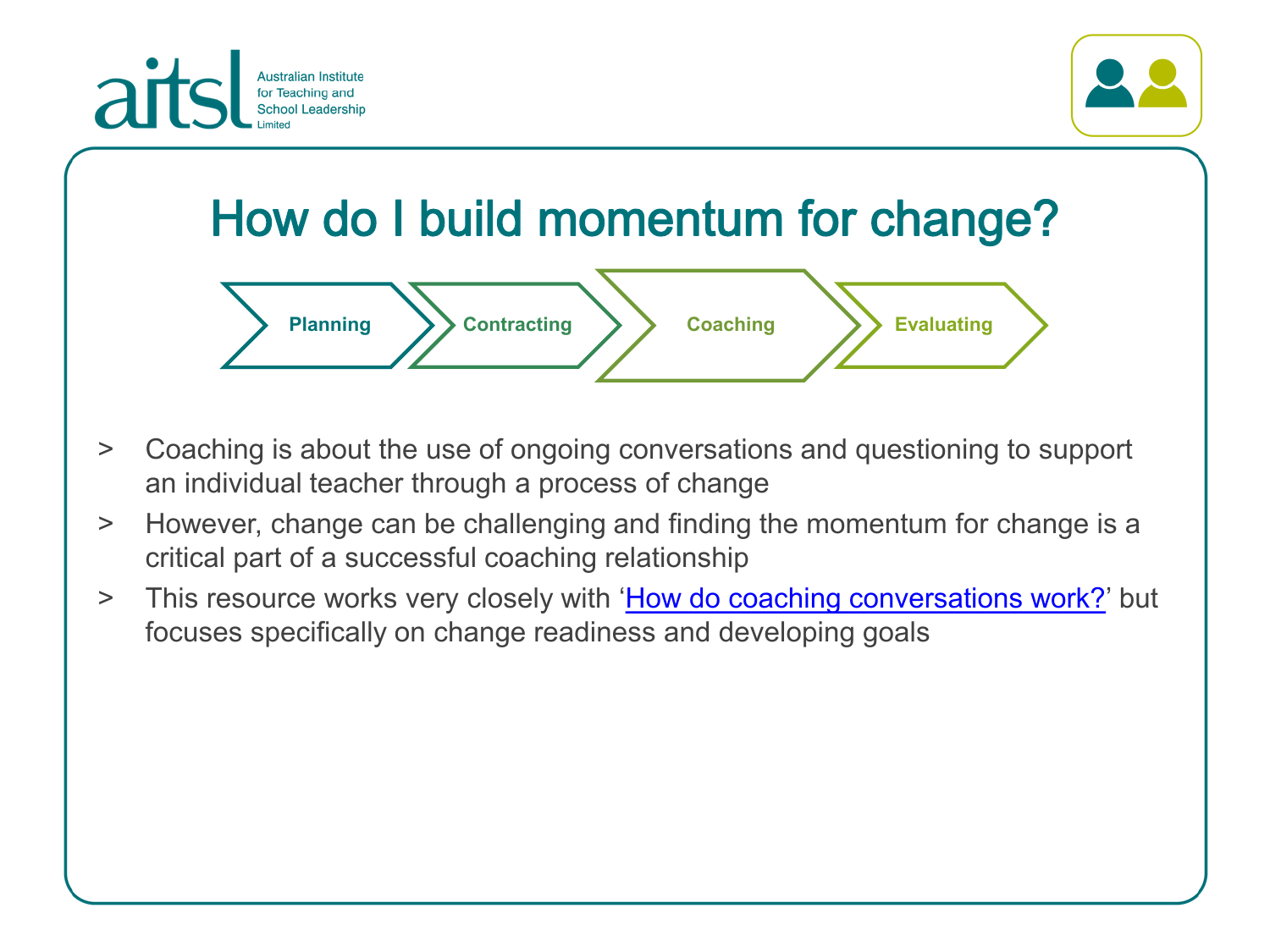# How do I build momentum for change?

Planning > Contracting > **Coaching** > Evaluating

- Coaching is about the use of ongoing conversations and questioning to support an individual teacher through a process of change
- However, change can be challenging and finding the momentum for change is a critical part of a successful coaching relationship
- This resource works very closely with '[How do coaching conversations work?]' but focuses specifically on change readiness and developing goals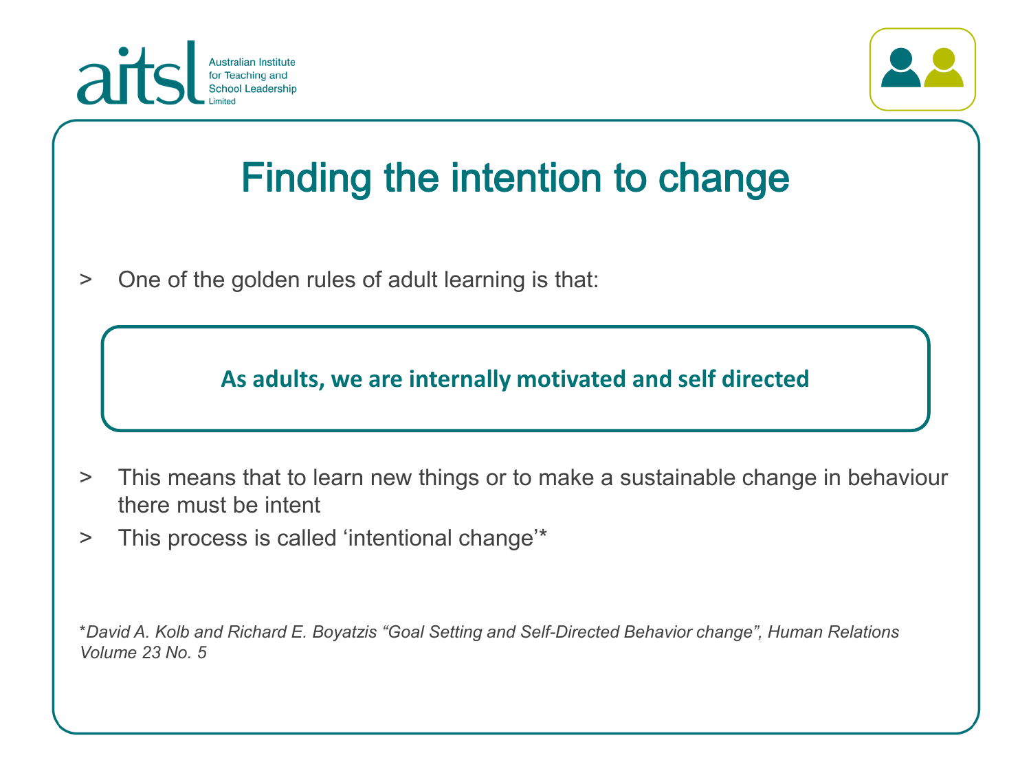# Finding the intention to change

- One of the golden rules of adult learning is that:

> **As adults, we are internally motivated and self directed**

- This means that to learn new things or to make a sustainable change in behaviour there must be intent
- This process is called 'intentional change'*

**David A. Kolb and Richard E. Boyatzis "Goal Setting and Self-Directed Behavior change", Human Relations Volume 23 No. 5*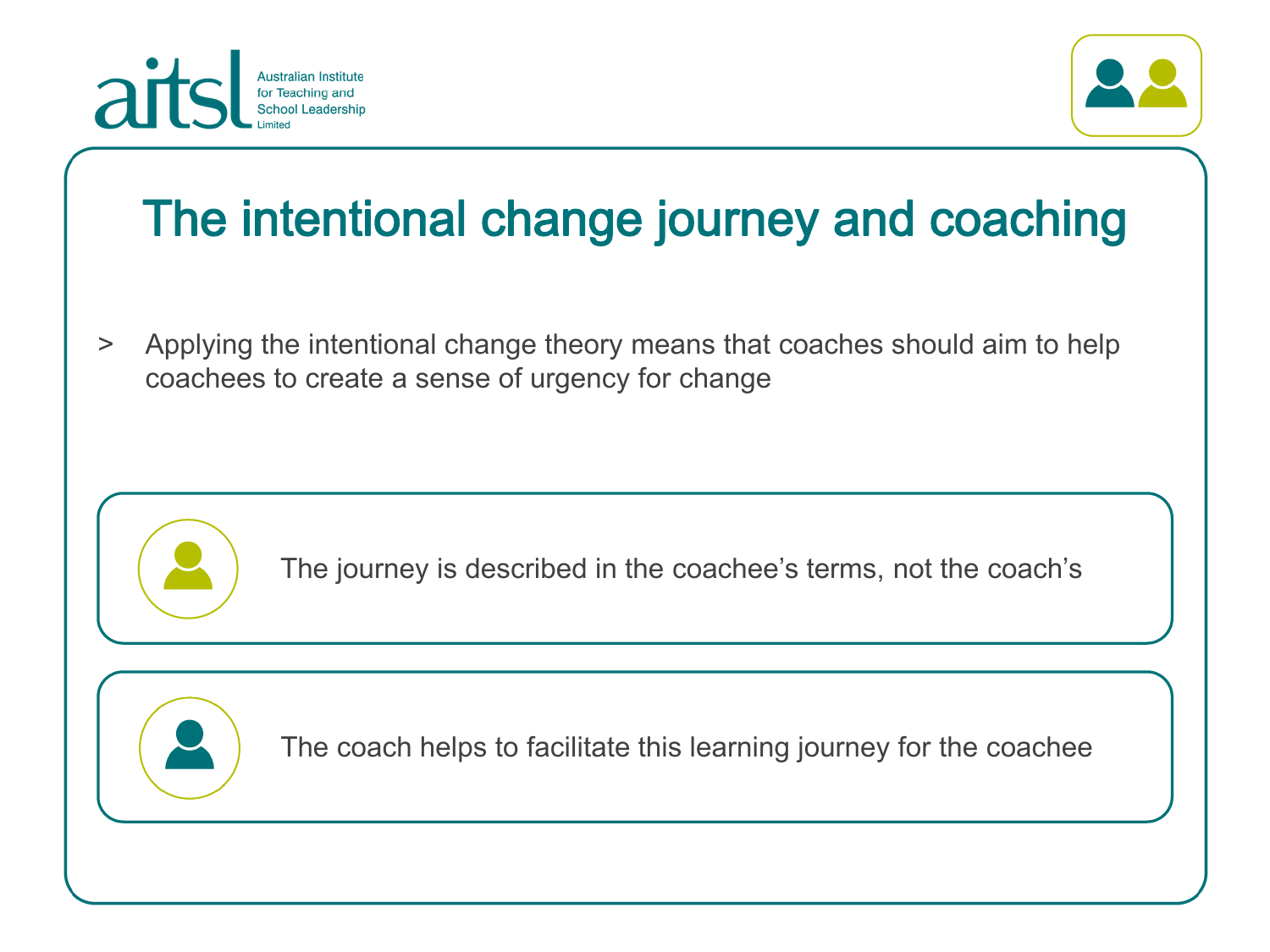# The intentional change journey and coaching

> Applying the intentional change theory means that coaches should aim to help coachees to create a sense of urgency for change

The journey is described in the coachee's terms, not the coach's

The coach helps to facilitate this learning journey for the coachee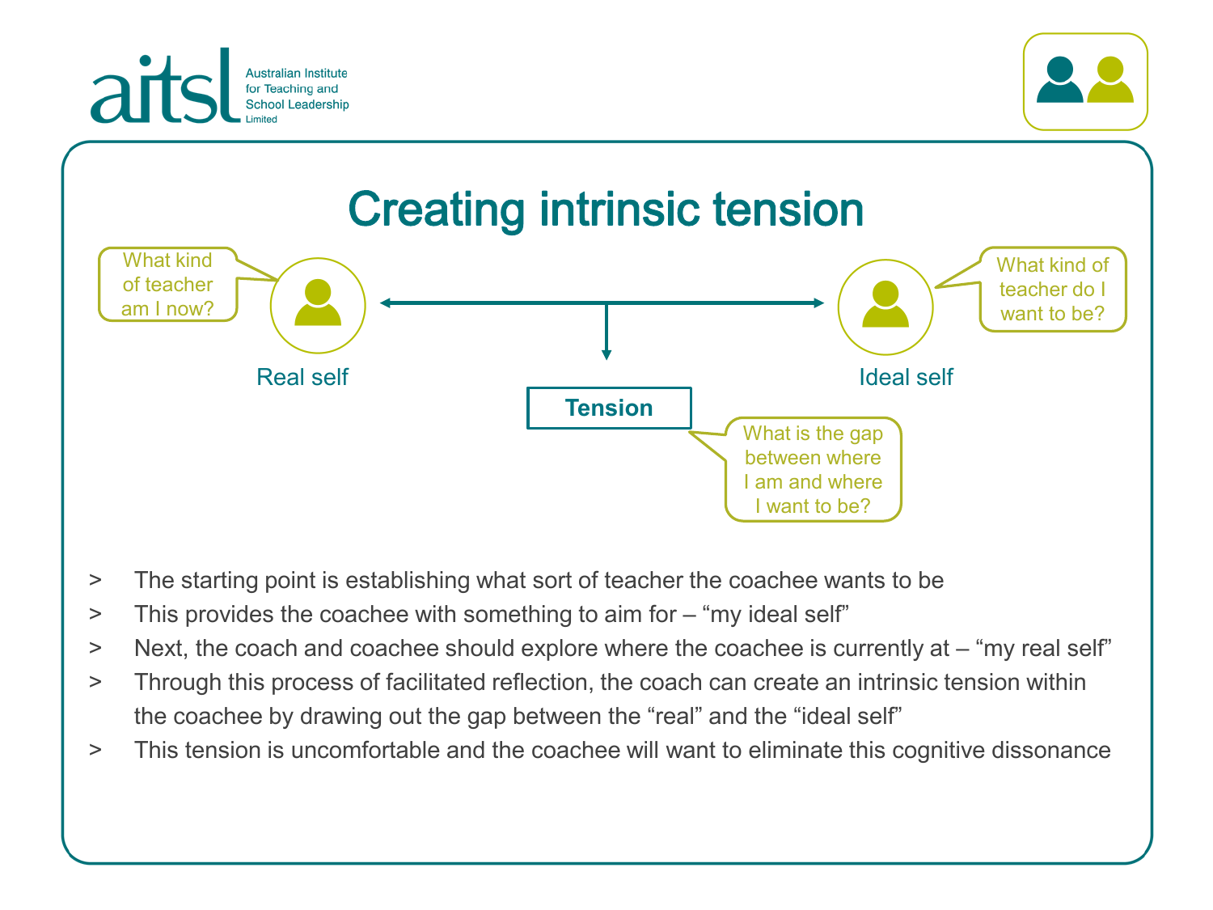# Creating intrinsic tension

What kind of teacher am I now?

Real self

What kind of teacher do I want to be?

Ideal self

**Tension**

What is the gap between where I am and where I want to be?

- The starting point is establishing what sort of teacher the coachee wants to be
- This provides the coachee with something to aim for – "my ideal self"
- Next, the coach and coachee should explore where the coachee is currently at – "my real self"
- Through this process of facilitated reflection, the coach can create an intrinsic tension within the coachee by drawing out the gap between the "real" and the "ideal self"
- This tension is uncomfortable and the coachee will want to eliminate this cognitive dissonance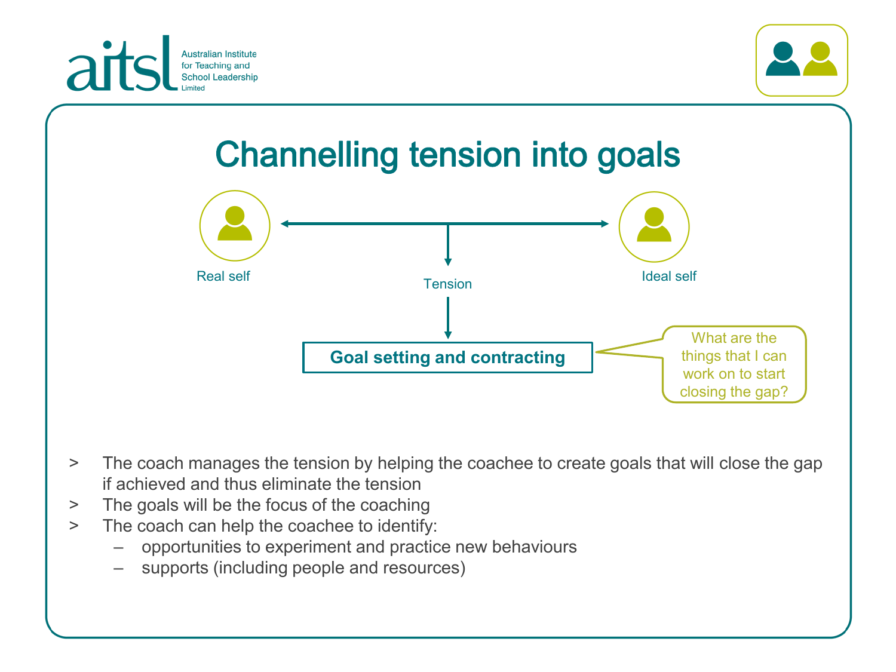# Channelling tension into goals

Real self

Tension

Ideal self

**Goal setting and contracting**

What are the things that I can work on to start closing the gap?

- The coach manages the tension by helping the coachee to create goals that will close the gap if achieved and thus eliminate the tension
- The goals will be the focus of the coaching
- The coach can help the coachee to identify:
  - opportunities to experiment and practice new behaviours
  - supports (including people and resources)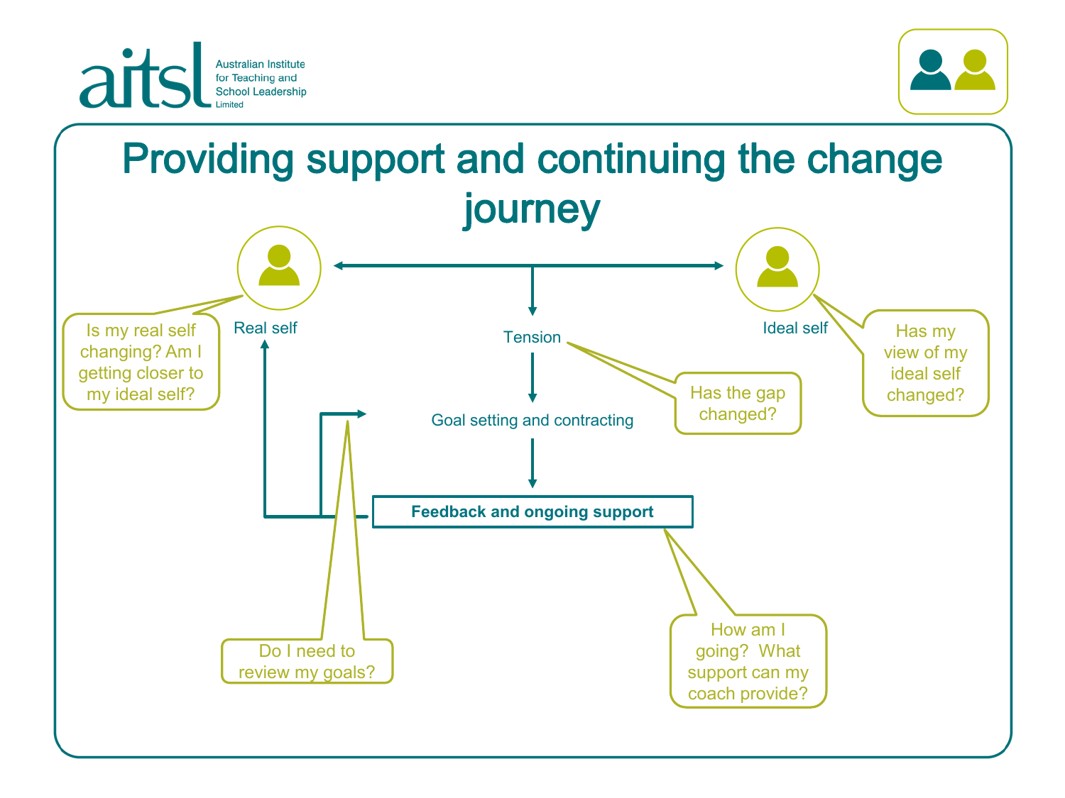# Providing support and continuing the change journey

Real self

Ideal self

Tension

Goal setting and contracting

**Feedback and ongoing support**

Is my real self changing? Am I getting closer to my ideal self?

Has my view of my ideal self changed?

Has the gap changed?

Do I need to review my goals?

How am I going? What support can my coach provide?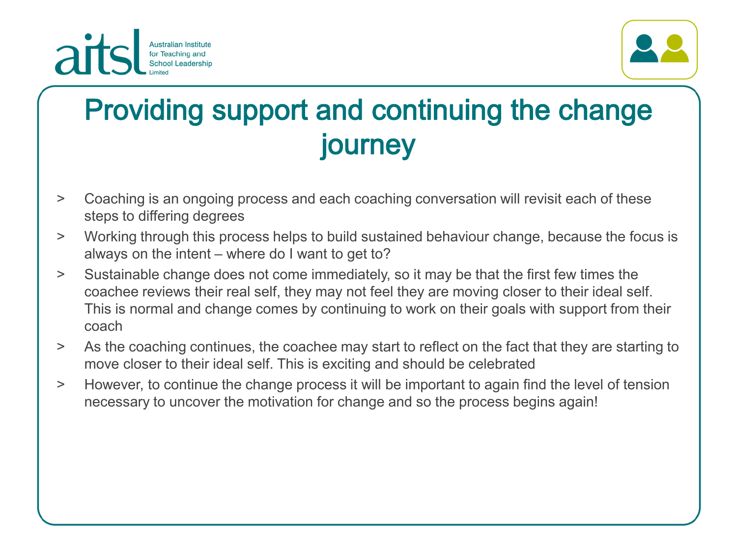# Providing support and continuing the change journey

- Coaching is an ongoing process and each coaching conversation will revisit each of these steps to differing degrees
- Working through this process helps to build sustained behaviour change, because the focus is always on the intent – where do I want to get to?
- Sustainable change does not come immediately, so it may be that the first few times the coachee reviews their real self, they may not feel they are moving closer to their ideal self. This is normal and change comes by continuing to work on their goals with support from their coach
- As the coaching continues, the coachee may start to reflect on the fact that they are starting to move closer to their ideal self. This is exciting and should be celebrated
- However, to continue the change process it will be important to again find the level of tension necessary to uncover the motivation for change and so the process begins again!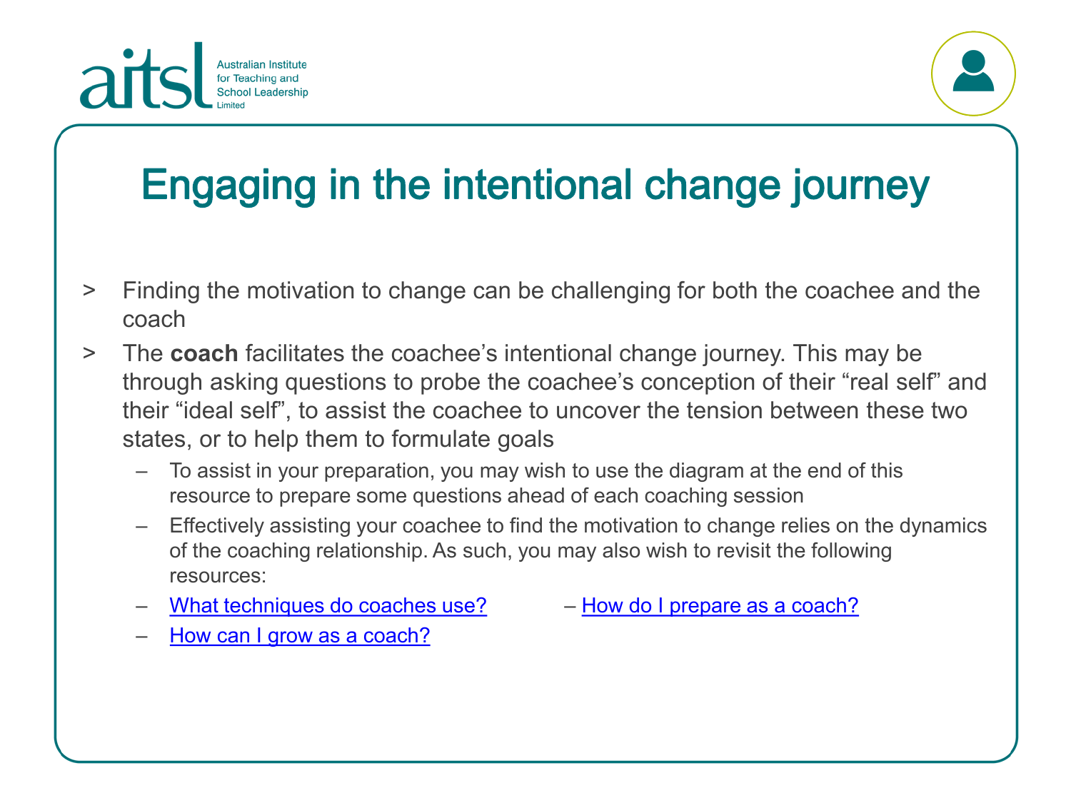# Engaging in the intentional change journey

- Finding the motivation to change can be challenging for both the coachee and the coach
- The **coach** facilitates the coachee's intentional change journey. This may be through asking questions to probe the coachee's conception of their "real self" and their "ideal self", to assist the coachee to uncover the tension between these two states, or to help them to formulate goals
  - To assist in your preparation, you may wish to use the diagram at the end of this resource to prepare some questions ahead of each coaching session
  - Effectively assisting your coachee to find the motivation to change relies on the dynamics of the coaching relationship. As such, you may also wish to revisit the following resources:
  - What techniques do coaches use?
  - How do I prepare as a coach?
  - How can I grow as a coach?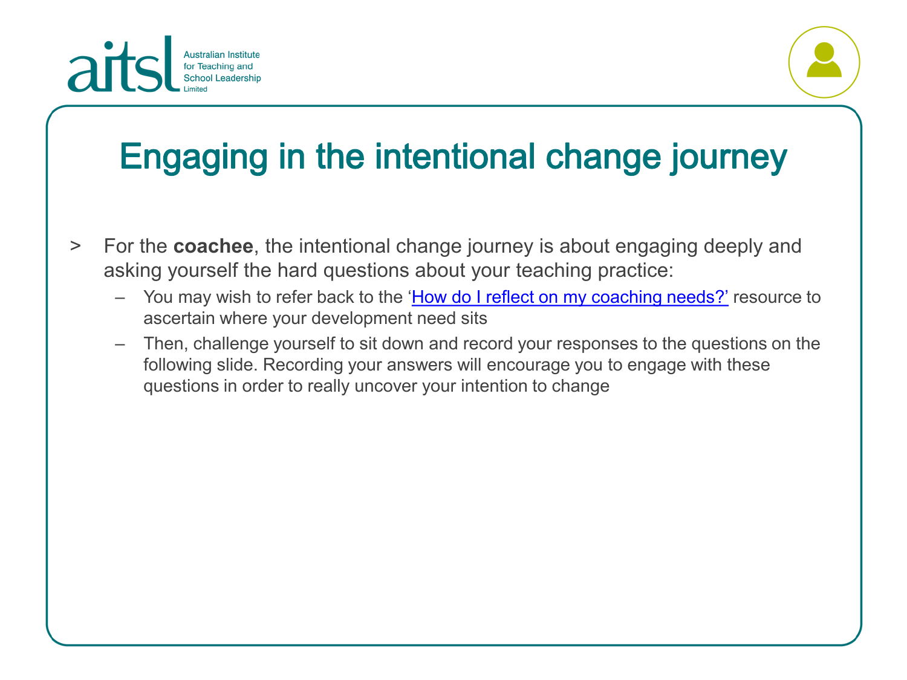# Engaging in the intentional change journey

- For the **coachee**, the intentional change journey is about engaging deeply and asking yourself the hard questions about your teaching practice:
  - You may wish to refer back to the 'How do I reflect on my coaching needs?' resource to ascertain where your development need sits
  - Then, challenge yourself to sit down and record your responses to the questions on the following slide. Recording your answers will encourage you to engage with these questions in order to really uncover your intention to change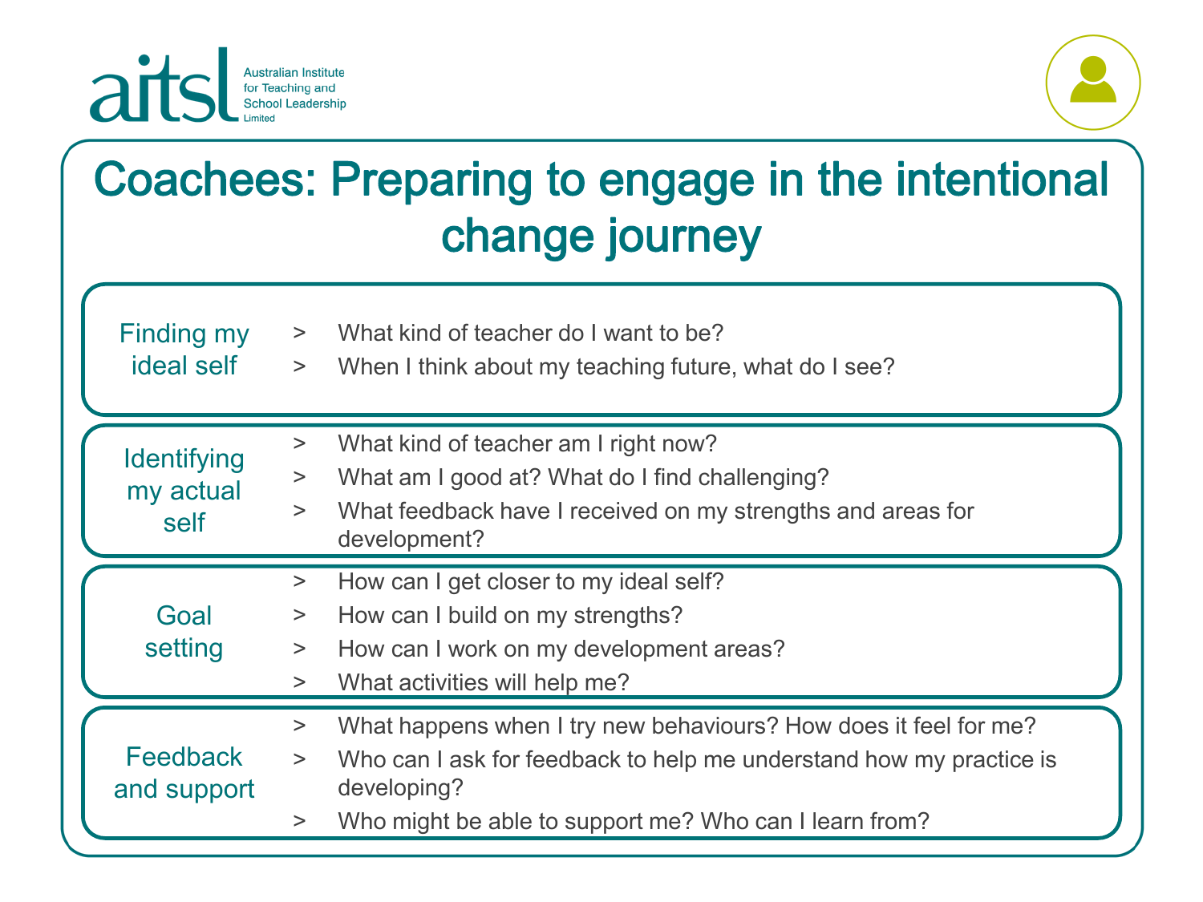# Coachees: Preparing to engage in the intentional change journey

## Finding my ideal self

- What kind of teacher do I want to be?
- When I think about my teaching future, what do I see?

## Identifying my actual self

- What kind of teacher am I right now?
- What am I good at? What do I find challenging?
- What feedback have I received on my strengths and areas for development?

## Goal setting

- How can I get closer to my ideal self?
- How can I build on my strengths?
- How can I work on my development areas?
- What activities will help me?

## Feedback and support

- What happens when I try new behaviours? How does it feel for me?
- Who can I ask for feedback to help me understand how my practice is developing?
- Who might be able to support me? Who can I learn from?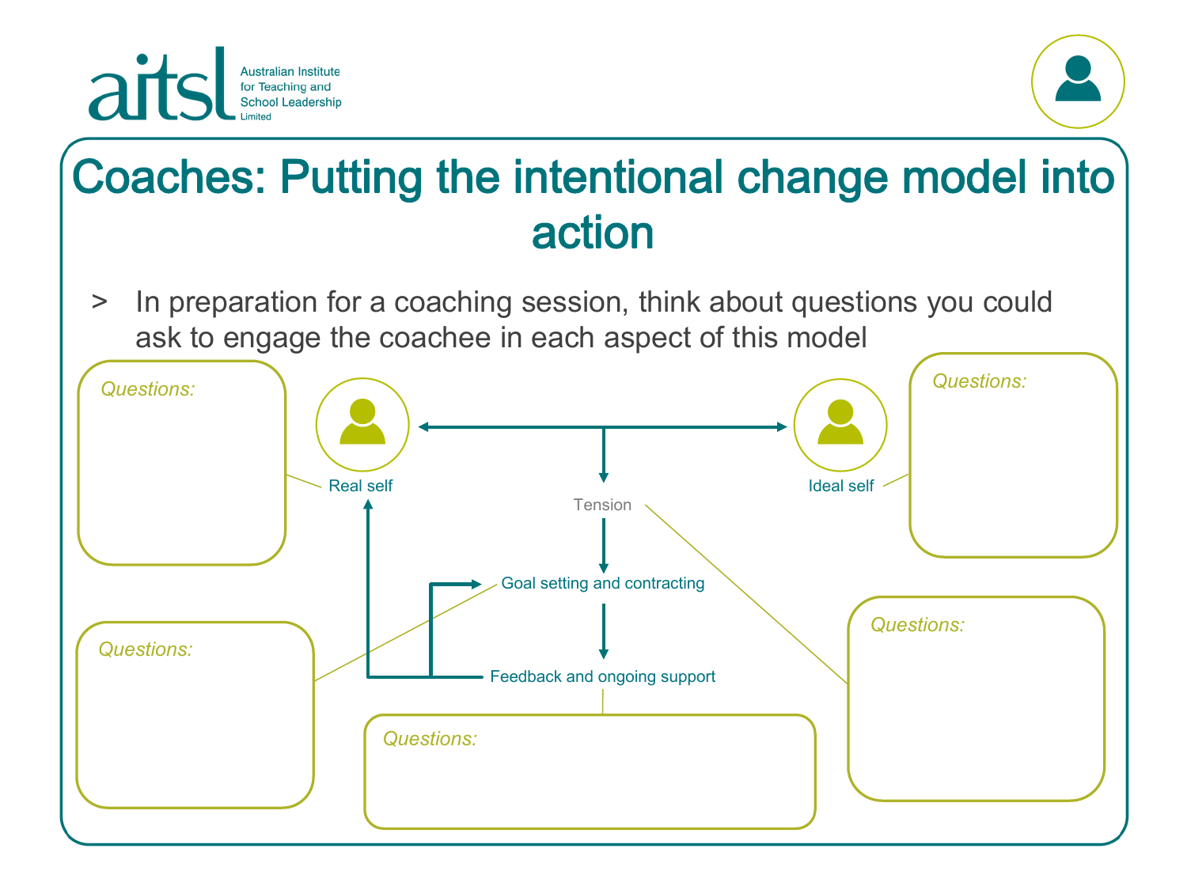# Coaches: Putting the intentional change model into action

> In preparation for a coaching session, think about questions you could ask to engage the coachee in each aspect of this model

Questions:

Real self

Ideal self

Questions:

Tension

Goal setting and contracting

Questions:

Feedback and ongoing support

Questions:

Questions: